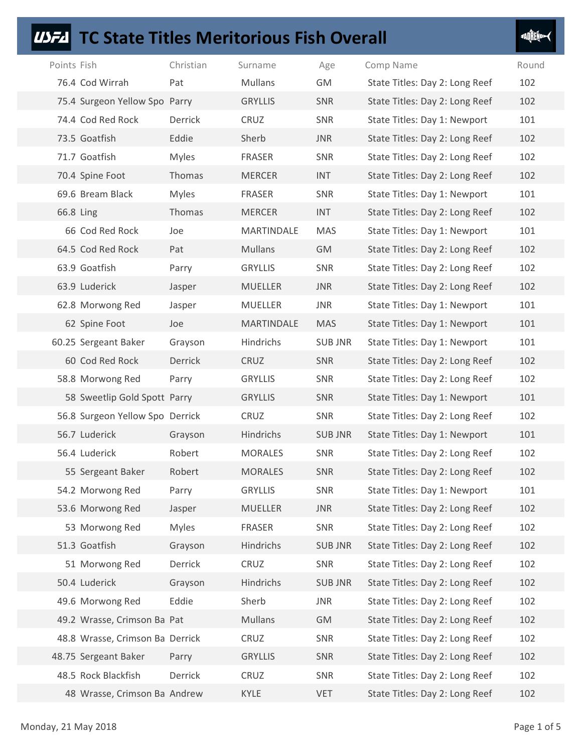# USFA TC State Titles Meritorious Fish Overall

| Points | Fish | Christian | Surname | Age | Comp Name | Round |
|---|---|---|---|---|---|---|
| 76.4 | Cod Wirrah | Pat | Mullans | GM | State Titles: Day 2: Long Reef | 102 |
| 75.4 | Surgeon Yellow Spo | Parry | GRYLLIS | SNR | State Titles: Day 2: Long Reef | 102 |
| 74.4 | Cod Red Rock | Derrick | CRUZ | SNR | State Titles: Day 1: Newport | 101 |
| 73.5 | Goatfish | Eddie | Sherb | JNR | State Titles: Day 2: Long Reef | 102 |
| 71.7 | Goatfish | Myles | FRASER | SNR | State Titles: Day 2: Long Reef | 102 |
| 70.4 | Spine Foot | Thomas | MERCER | INT | State Titles: Day 2: Long Reef | 102 |
| 69.6 | Bream Black | Myles | FRASER | SNR | State Titles: Day 1: Newport | 101 |
| 66.8 | Ling | Thomas | MERCER | INT | State Titles: Day 2: Long Reef | 102 |
| 66 | Cod Red Rock | Joe | MARTINDALE | MAS | State Titles: Day 1: Newport | 101 |
| 64.5 | Cod Red Rock | Pat | Mullans | GM | State Titles: Day 2: Long Reef | 102 |
| 63.9 | Goatfish | Parry | GRYLLIS | SNR | State Titles: Day 2: Long Reef | 102 |
| 63.9 | Luderick | Jasper | MUELLER | JNR | State Titles: Day 2: Long Reef | 102 |
| 62.8 | Morwong Red | Jasper | MUELLER | JNR | State Titles: Day 1: Newport | 101 |
| 62 | Spine Foot | Joe | MARTINDALE | MAS | State Titles: Day 1: Newport | 101 |
| 60.25 | Sergeant Baker | Grayson | Hindrichs | SUB JNR | State Titles: Day 1: Newport | 101 |
| 60 | Cod Red Rock | Derrick | CRUZ | SNR | State Titles: Day 2: Long Reef | 102 |
| 58.8 | Morwong Red | Parry | GRYLLIS | SNR | State Titles: Day 2: Long Reef | 102 |
| 58 | Sweetlip Gold Spott | Parry | GRYLLIS | SNR | State Titles: Day 1: Newport | 101 |
| 56.8 | Surgeon Yellow Spo | Derrick | CRUZ | SNR | State Titles: Day 2: Long Reef | 102 |
| 56.7 | Luderick | Grayson | Hindrichs | SUB JNR | State Titles: Day 1: Newport | 101 |
| 56.4 | Luderick | Robert | MORALES | SNR | State Titles: Day 2: Long Reef | 102 |
| 55 | Sergeant Baker | Robert | MORALES | SNR | State Titles: Day 2: Long Reef | 102 |
| 54.2 | Morwong Red | Parry | GRYLLIS | SNR | State Titles: Day 1: Newport | 101 |
| 53.6 | Morwong Red | Jasper | MUELLER | JNR | State Titles: Day 2: Long Reef | 102 |
| 53 | Morwong Red | Myles | FRASER | SNR | State Titles: Day 2: Long Reef | 102 |
| 51.3 | Goatfish | Grayson | Hindrichs | SUB JNR | State Titles: Day 2: Long Reef | 102 |
| 51 | Morwong Red | Derrick | CRUZ | SNR | State Titles: Day 2: Long Reef | 102 |
| 50.4 | Luderick | Grayson | Hindrichs | SUB JNR | State Titles: Day 2: Long Reef | 102 |
| 49.6 | Morwong Red | Eddie | Sherb | JNR | State Titles: Day 2: Long Reef | 102 |
| 49.2 | Wrasse, Crimson Ba | Pat | Mullans | GM | State Titles: Day 2: Long Reef | 102 |
| 48.8 | Wrasse, Crimson Ba | Derrick | CRUZ | SNR | State Titles: Day 2: Long Reef | 102 |
| 48.75 | Sergeant Baker | Parry | GRYLLIS | SNR | State Titles: Day 2: Long Reef | 102 |
| 48.5 | Rock Blackfish | Derrick | CRUZ | SNR | State Titles: Day 2: Long Reef | 102 |
| 48 | Wrasse, Crimson Ba | Andrew | KYLE | VET | State Titles: Day 2: Long Reef | 102 |

Monday, 21 May 2018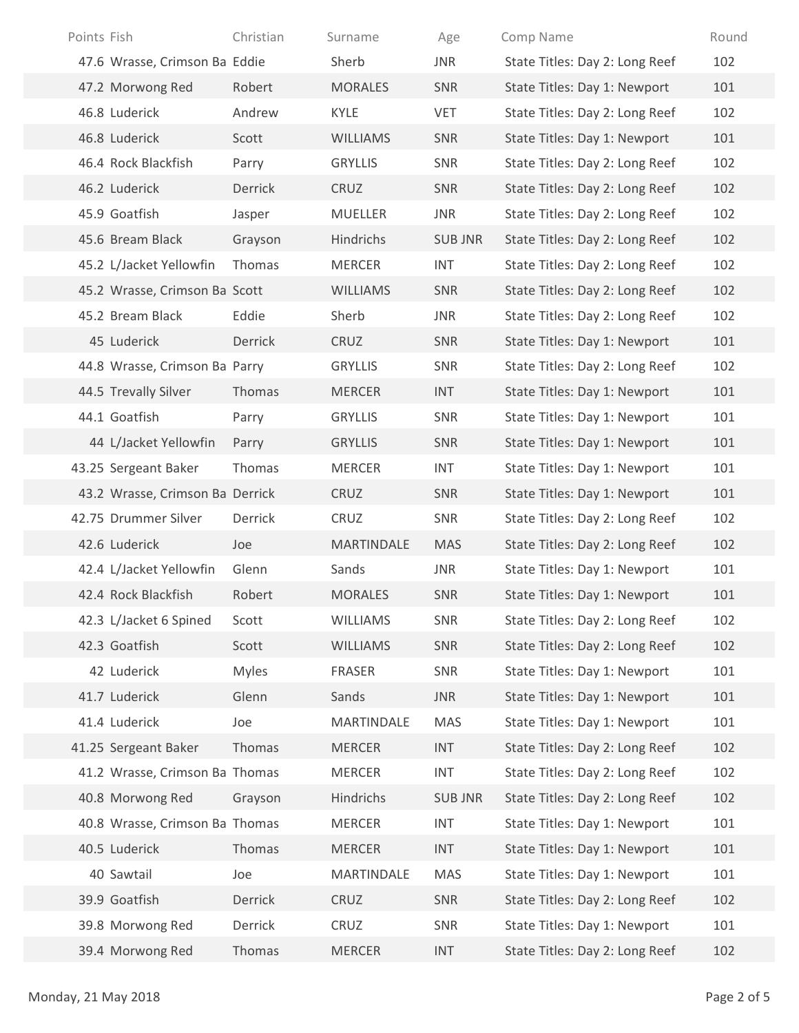| Points | Fish | Christian | Surname | Age | Comp Name | Round |
|---|---|---|---|---|---|---|
| 47.6 | Wrasse, Crimson Ba | Eddie | Sherb | JNR | State Titles: Day 2: Long Reef | 102 |
| 47.2 | Morwong Red | Robert | MORALES | SNR | State Titles: Day 1: Newport | 101 |
| 46.8 | Luderick | Andrew | KYLE | VET | State Titles: Day 2: Long Reef | 102 |
| 46.8 | Luderick | Scott | WILLIAMS | SNR | State Titles: Day 1: Newport | 101 |
| 46.4 | Rock Blackfish | Parry | GRYLLIS | SNR | State Titles: Day 2: Long Reef | 102 |
| 46.2 | Luderick | Derrick | CRUZ | SNR | State Titles: Day 2: Long Reef | 102 |
| 45.9 | Goatfish | Jasper | MUELLER | JNR | State Titles: Day 2: Long Reef | 102 |
| 45.6 | Bream Black | Grayson | Hindrichs | SUB JNR | State Titles: Day 2: Long Reef | 102 |
| 45.2 | L/Jacket Yellowfin | Thomas | MERCER | INT | State Titles: Day 2: Long Reef | 102 |
| 45.2 | Wrasse, Crimson Ba | Scott | WILLIAMS | SNR | State Titles: Day 2: Long Reef | 102 |
| 45.2 | Bream Black | Eddie | Sherb | JNR | State Titles: Day 2: Long Reef | 102 |
| 45 | Luderick | Derrick | CRUZ | SNR | State Titles: Day 1: Newport | 101 |
| 44.8 | Wrasse, Crimson Ba | Parry | GRYLLIS | SNR | State Titles: Day 2: Long Reef | 102 |
| 44.5 | Trevally Silver | Thomas | MERCER | INT | State Titles: Day 1: Newport | 101 |
| 44.1 | Goatfish | Parry | GRYLLIS | SNR | State Titles: Day 1: Newport | 101 |
| 44 | L/Jacket Yellowfin | Parry | GRYLLIS | SNR | State Titles: Day 1: Newport | 101 |
| 43.25 | Sergeant Baker | Thomas | MERCER | INT | State Titles: Day 1: Newport | 101 |
| 43.2 | Wrasse, Crimson Ba | Derrick | CRUZ | SNR | State Titles: Day 1: Newport | 101 |
| 42.75 | Drummer Silver | Derrick | CRUZ | SNR | State Titles: Day 2: Long Reef | 102 |
| 42.6 | Luderick | Joe | MARTINDALE | MAS | State Titles: Day 2: Long Reef | 102 |
| 42.4 | L/Jacket Yellowfin | Glenn | Sands | JNR | State Titles: Day 1: Newport | 101 |
| 42.4 | Rock Blackfish | Robert | MORALES | SNR | State Titles: Day 1: Newport | 101 |
| 42.3 | L/Jacket 6 Spined | Scott | WILLIAMS | SNR | State Titles: Day 2: Long Reef | 102 |
| 42.3 | Goatfish | Scott | WILLIAMS | SNR | State Titles: Day 2: Long Reef | 102 |
| 42 | Luderick | Myles | FRASER | SNR | State Titles: Day 1: Newport | 101 |
| 41.7 | Luderick | Glenn | Sands | JNR | State Titles: Day 1: Newport | 101 |
| 41.4 | Luderick | Joe | MARTINDALE | MAS | State Titles: Day 1: Newport | 101 |
| 41.25 | Sergeant Baker | Thomas | MERCER | INT | State Titles: Day 2: Long Reef | 102 |
| 41.2 | Wrasse, Crimson Ba | Thomas | MERCER | INT | State Titles: Day 2: Long Reef | 102 |
| 40.8 | Morwong Red | Grayson | Hindrichs | SUB JNR | State Titles: Day 2: Long Reef | 102 |
| 40.8 | Wrasse, Crimson Ba | Thomas | MERCER | INT | State Titles: Day 1: Newport | 101 |
| 40.5 | Luderick | Thomas | MERCER | INT | State Titles: Day 1: Newport | 101 |
| 40 | Sawtail | Joe | MARTINDALE | MAS | State Titles: Day 1: Newport | 101 |
| 39.9 | Goatfish | Derrick | CRUZ | SNR | State Titles: Day 2: Long Reef | 102 |
| 39.8 | Morwong Red | Derrick | CRUZ | SNR | State Titles: Day 1: Newport | 101 |
| 39.4 | Morwong Red | Thomas | MERCER | INT | State Titles: Day 2: Long Reef | 102 |

Monday, 21 May 2018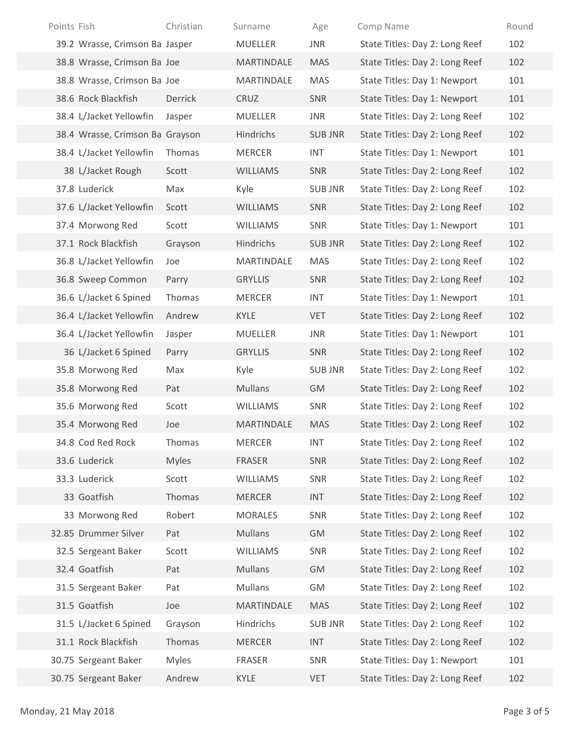| Points | Fish | Christian | Surname | Age | Comp Name | Round |
|---|---|---|---|---|---|---|
| 39.2 | Wrasse, Crimson Ba | Jasper | MUELLER | JNR | State Titles: Day 2: Long Reef | 102 |
| 38.8 | Wrasse, Crimson Ba | Joe | MARTINDALE | MAS | State Titles: Day 2: Long Reef | 102 |
| 38.8 | Wrasse, Crimson Ba | Joe | MARTINDALE | MAS | State Titles: Day 1: Newport | 101 |
| 38.6 | Rock Blackfish | Derrick | CRUZ | SNR | State Titles: Day 1: Newport | 101 |
| 38.4 | L/Jacket Yellowfin | Jasper | MUELLER | JNR | State Titles: Day 2: Long Reef | 102 |
| 38.4 | Wrasse, Crimson Ba | Grayson | Hindrichs | SUB JNR | State Titles: Day 2: Long Reef | 102 |
| 38.4 | L/Jacket Yellowfin | Thomas | MERCER | INT | State Titles: Day 1: Newport | 101 |
| 38 | L/Jacket Rough | Scott | WILLIAMS | SNR | State Titles: Day 2: Long Reef | 102 |
| 37.8 | Luderick | Max | Kyle | SUB JNR | State Titles: Day 2: Long Reef | 102 |
| 37.6 | L/Jacket Yellowfin | Scott | WILLIAMS | SNR | State Titles: Day 2: Long Reef | 102 |
| 37.4 | Morwong Red | Scott | WILLIAMS | SNR | State Titles: Day 1: Newport | 101 |
| 37.1 | Rock Blackfish | Grayson | Hindrichs | SUB JNR | State Titles: Day 2: Long Reef | 102 |
| 36.8 | L/Jacket Yellowfin | Joe | MARTINDALE | MAS | State Titles: Day 2: Long Reef | 102 |
| 36.8 | Sweep Common | Parry | GRYLLIS | SNR | State Titles: Day 2: Long Reef | 102 |
| 36.6 | L/Jacket 6 Spined | Thomas | MERCER | INT | State Titles: Day 1: Newport | 101 |
| 36.4 | L/Jacket Yellowfin | Andrew | KYLE | VET | State Titles: Day 2: Long Reef | 102 |
| 36.4 | L/Jacket Yellowfin | Jasper | MUELLER | JNR | State Titles: Day 1: Newport | 101 |
| 36 | L/Jacket 6 Spined | Parry | GRYLLIS | SNR | State Titles: Day 2: Long Reef | 102 |
| 35.8 | Morwong Red | Max | Kyle | SUB JNR | State Titles: Day 2: Long Reef | 102 |
| 35.8 | Morwong Red | Pat | Mullans | GM | State Titles: Day 2: Long Reef | 102 |
| 35.6 | Morwong Red | Scott | WILLIAMS | SNR | State Titles: Day 2: Long Reef | 102 |
| 35.4 | Morwong Red | Joe | MARTINDALE | MAS | State Titles: Day 2: Long Reef | 102 |
| 34.8 | Cod Red Rock | Thomas | MERCER | INT | State Titles: Day 2: Long Reef | 102 |
| 33.6 | Luderick | Myles | FRASER | SNR | State Titles: Day 2: Long Reef | 102 |
| 33.3 | Luderick | Scott | WILLIAMS | SNR | State Titles: Day 2: Long Reef | 102 |
| 33 | Goatfish | Thomas | MERCER | INT | State Titles: Day 2: Long Reef | 102 |
| 33 | Morwong Red | Robert | MORALES | SNR | State Titles: Day 2: Long Reef | 102 |
| 32.85 | Drummer Silver | Pat | Mullans | GM | State Titles: Day 2: Long Reef | 102 |
| 32.5 | Sergeant Baker | Scott | WILLIAMS | SNR | State Titles: Day 2: Long Reef | 102 |
| 32.4 | Goatfish | Pat | Mullans | GM | State Titles: Day 2: Long Reef | 102 |
| 31.5 | Sergeant Baker | Pat | Mullans | GM | State Titles: Day 2: Long Reef | 102 |
| 31.5 | Goatfish | Joe | MARTINDALE | MAS | State Titles: Day 2: Long Reef | 102 |
| 31.5 | L/Jacket 6 Spined | Grayson | Hindrichs | SUB JNR | State Titles: Day 2: Long Reef | 102 |
| 31.1 | Rock Blackfish | Thomas | MERCER | INT | State Titles: Day 2: Long Reef | 102 |
| 30.75 | Sergeant Baker | Myles | FRASER | SNR | State Titles: Day 1: Newport | 101 |
| 30.75 | Sergeant Baker | Andrew | KYLE | VET | State Titles: Day 2: Long Reef | 102 |

Monday, 21 May 2018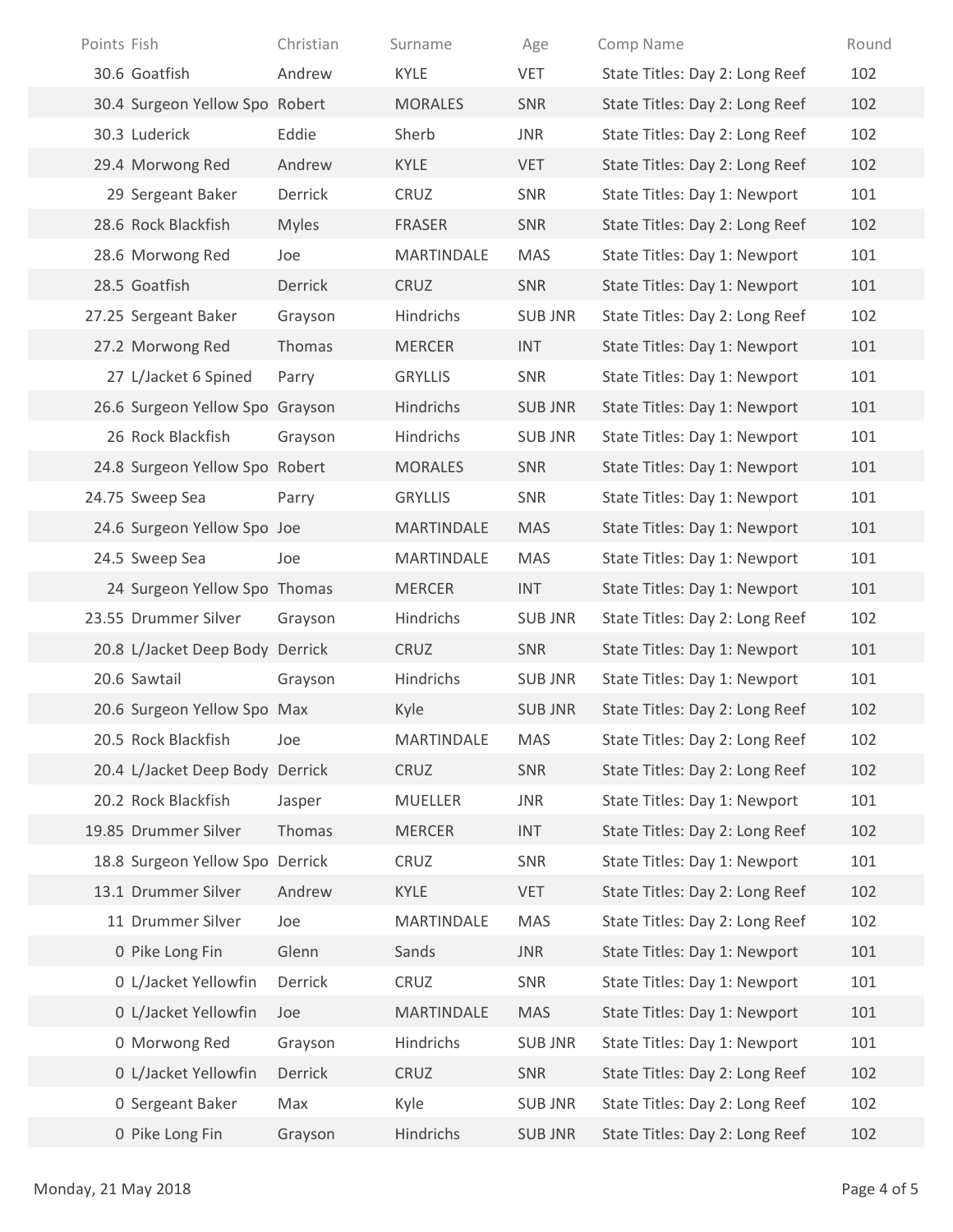| Points | Fish | Christian | Surname | Age | Comp Name | Round |
|---|---|---|---|---|---|---|
| 30.6 | Goatfish | Andrew | KYLE | VET | State Titles: Day 2: Long Reef | 102 |
| 30.4 | Surgeon Yellow Spo | Robert | MORALES | SNR | State Titles: Day 2: Long Reef | 102 |
| 30.3 | Luderick | Eddie | Sherb | JNR | State Titles: Day 2: Long Reef | 102 |
| 29.4 | Morwong Red | Andrew | KYLE | VET | State Titles: Day 2: Long Reef | 102 |
| 29 | Sergeant Baker | Derrick | CRUZ | SNR | State Titles: Day 1: Newport | 101 |
| 28.6 | Rock Blackfish | Myles | FRASER | SNR | State Titles: Day 2: Long Reef | 102 |
| 28.6 | Morwong Red | Joe | MARTINDALE | MAS | State Titles: Day 1: Newport | 101 |
| 28.5 | Goatfish | Derrick | CRUZ | SNR | State Titles: Day 1: Newport | 101 |
| 27.25 | Sergeant Baker | Grayson | Hindrichs | SUB JNR | State Titles: Day 2: Long Reef | 102 |
| 27.2 | Morwong Red | Thomas | MERCER | INT | State Titles: Day 1: Newport | 101 |
| 27 | L/Jacket 6 Spined | Parry | GRYLLIS | SNR | State Titles: Day 1: Newport | 101 |
| 26.6 | Surgeon Yellow Spo | Grayson | Hindrichs | SUB JNR | State Titles: Day 1: Newport | 101 |
| 26 | Rock Blackfish | Grayson | Hindrichs | SUB JNR | State Titles: Day 1: Newport | 101 |
| 24.8 | Surgeon Yellow Spo | Robert | MORALES | SNR | State Titles: Day 1: Newport | 101 |
| 24.75 | Sweep Sea | Parry | GRYLLIS | SNR | State Titles: Day 1: Newport | 101 |
| 24.6 | Surgeon Yellow Spo | Joe | MARTINDALE | MAS | State Titles: Day 1: Newport | 101 |
| 24.5 | Sweep Sea | Joe | MARTINDALE | MAS | State Titles: Day 1: Newport | 101 |
| 24 | Surgeon Yellow Spo | Thomas | MERCER | INT | State Titles: Day 1: Newport | 101 |
| 23.55 | Drummer Silver | Grayson | Hindrichs | SUB JNR | State Titles: Day 2: Long Reef | 102 |
| 20.8 | L/Jacket Deep Body | Derrick | CRUZ | SNR | State Titles: Day 1: Newport | 101 |
| 20.6 | Sawtail | Grayson | Hindrichs | SUB JNR | State Titles: Day 1: Newport | 101 |
| 20.6 | Surgeon Yellow Spo | Max | Kyle | SUB JNR | State Titles: Day 2: Long Reef | 102 |
| 20.5 | Rock Blackfish | Joe | MARTINDALE | MAS | State Titles: Day 2: Long Reef | 102 |
| 20.4 | L/Jacket Deep Body | Derrick | CRUZ | SNR | State Titles: Day 2: Long Reef | 102 |
| 20.2 | Rock Blackfish | Jasper | MUELLER | JNR | State Titles: Day 1: Newport | 101 |
| 19.85 | Drummer Silver | Thomas | MERCER | INT | State Titles: Day 2: Long Reef | 102 |
| 18.8 | Surgeon Yellow Spo | Derrick | CRUZ | SNR | State Titles: Day 1: Newport | 101 |
| 13.1 | Drummer Silver | Andrew | KYLE | VET | State Titles: Day 2: Long Reef | 102 |
| 11 | Drummer Silver | Joe | MARTINDALE | MAS | State Titles: Day 2: Long Reef | 102 |
| 0 | Pike Long Fin | Glenn | Sands | JNR | State Titles: Day 1: Newport | 101 |
| 0 | L/Jacket Yellowfin | Derrick | CRUZ | SNR | State Titles: Day 1: Newport | 101 |
| 0 | L/Jacket Yellowfin | Joe | MARTINDALE | MAS | State Titles: Day 1: Newport | 101 |
| 0 | Morwong Red | Grayson | Hindrichs | SUB JNR | State Titles: Day 1: Newport | 101 |
| 0 | L/Jacket Yellowfin | Derrick | CRUZ | SNR | State Titles: Day 2: Long Reef | 102 |
| 0 | Sergeant Baker | Max | Kyle | SUB JNR | State Titles: Day 2: Long Reef | 102 |
| 0 | Pike Long Fin | Grayson | Hindrichs | SUB JNR | State Titles: Day 2: Long Reef | 102 |

Monday, 21 May 2018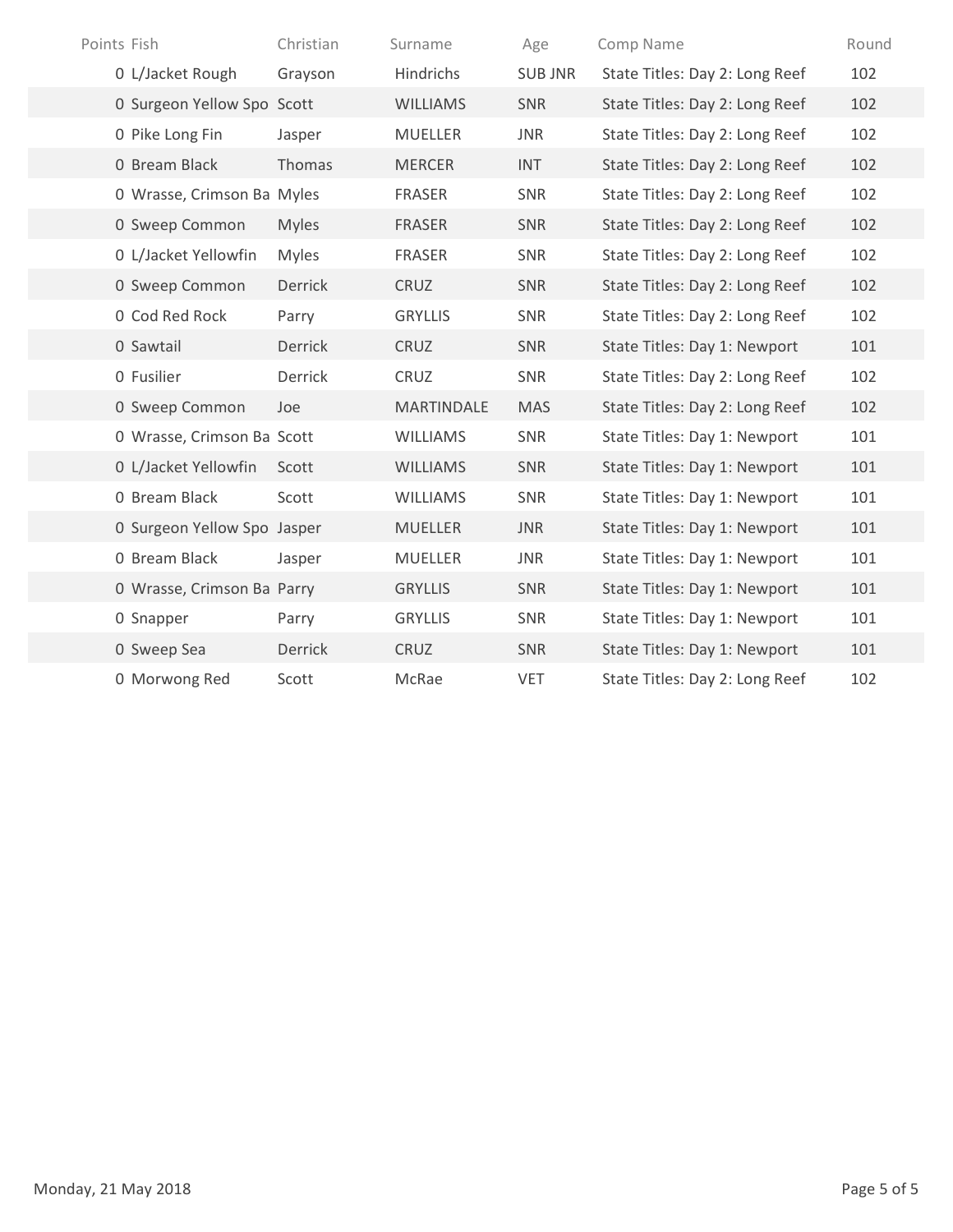| Points | Fish | Christian | Surname | Age | Comp Name | Round |
|---|---|---|---|---|---|---|
| 0 | L/Jacket Rough | Grayson | Hindrichs | SUB JNR | State Titles: Day 2: Long Reef | 102 |
| 0 | Surgeon Yellow Spo | Scott | WILLIAMS | SNR | State Titles: Day 2: Long Reef | 102 |
| 0 | Pike Long Fin | Jasper | MUELLER | JNR | State Titles: Day 2: Long Reef | 102 |
| 0 | Bream Black | Thomas | MERCER | INT | State Titles: Day 2: Long Reef | 102 |
| 0 | Wrasse, Crimson Ba | Myles | FRASER | SNR | State Titles: Day 2: Long Reef | 102 |
| 0 | Sweep Common | Myles | FRASER | SNR | State Titles: Day 2: Long Reef | 102 |
| 0 | L/Jacket Yellowfin | Myles | FRASER | SNR | State Titles: Day 2: Long Reef | 102 |
| 0 | Sweep Common | Derrick | CRUZ | SNR | State Titles: Day 2: Long Reef | 102 |
| 0 | Cod Red Rock | Parry | GRYLLIS | SNR | State Titles: Day 2: Long Reef | 102 |
| 0 | Sawtail | Derrick | CRUZ | SNR | State Titles: Day 1: Newport | 101 |
| 0 | Fusilier | Derrick | CRUZ | SNR | State Titles: Day 2: Long Reef | 102 |
| 0 | Sweep Common | Joe | MARTINDALE | MAS | State Titles: Day 2: Long Reef | 102 |
| 0 | Wrasse, Crimson Ba | Scott | WILLIAMS | SNR | State Titles: Day 1: Newport | 101 |
| 0 | L/Jacket Yellowfin | Scott | WILLIAMS | SNR | State Titles: Day 1: Newport | 101 |
| 0 | Bream Black | Scott | WILLIAMS | SNR | State Titles: Day 1: Newport | 101 |
| 0 | Surgeon Yellow Spo | Jasper | MUELLER | JNR | State Titles: Day 1: Newport | 101 |
| 0 | Bream Black | Jasper | MUELLER | JNR | State Titles: Day 1: Newport | 101 |
| 0 | Wrasse, Crimson Ba | Parry | GRYLLIS | SNR | State Titles: Day 1: Newport | 101 |
| 0 | Snapper | Parry | GRYLLIS | SNR | State Titles: Day 1: Newport | 101 |
| 0 | Sweep Sea | Derrick | CRUZ | SNR | State Titles: Day 1: Newport | 101 |
| 0 | Morwong Red | Scott | McRae | VET | State Titles: Day 2: Long Reef | 102 |

Monday, 21 May 2018